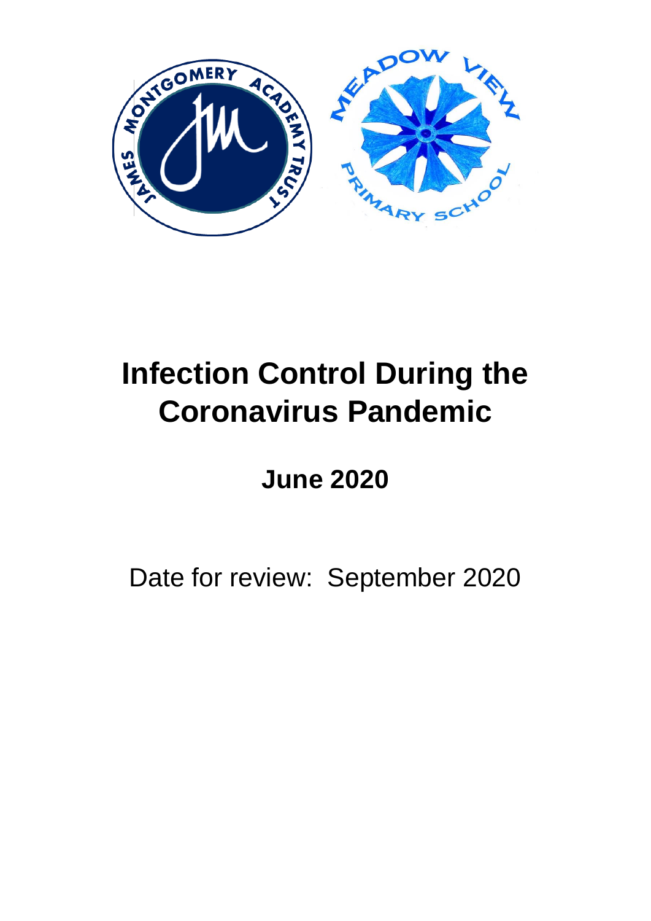# Infection Control During the Coronavirus Pandemic

## June 2020

Date for review: September 2020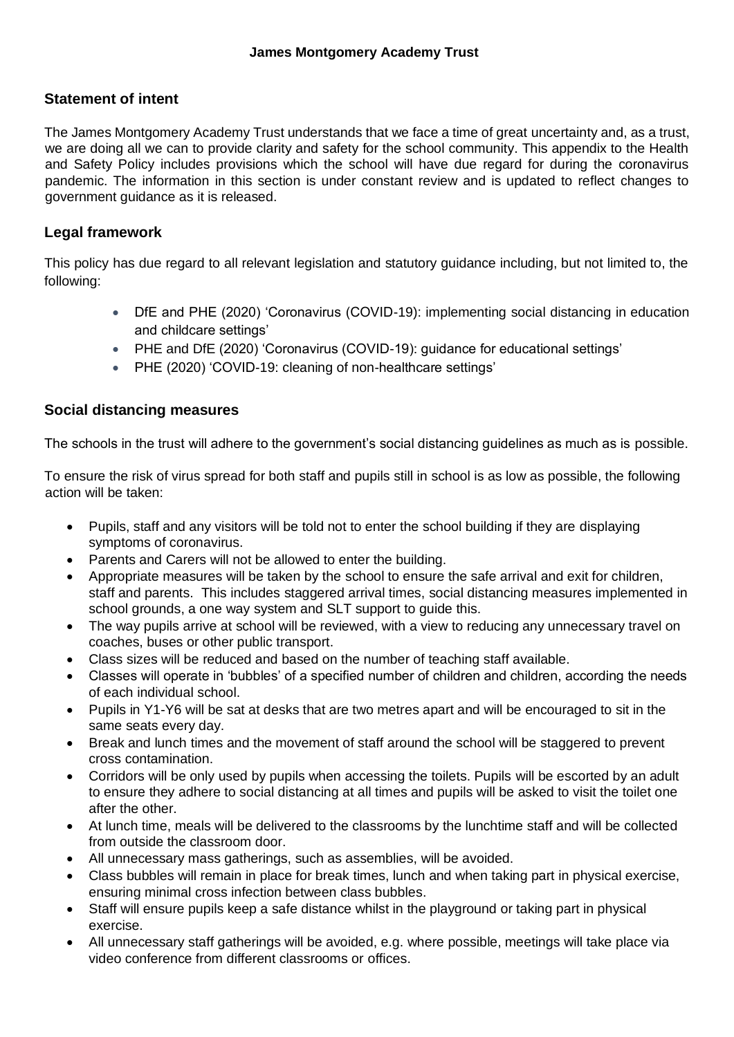**James Montgomery Academy Trust**

## Statement of intent

The James Montgomery Academy Trust understands that we face a time of great uncertainty and, as a trust, we are doing all we can to provide clarity and safety for the school community. This appendix to the Health and Safety Policy includes provisions which the school will have due regard for during the coronavirus pandemic. The information in this section is under constant review and is updated to reflect changes to government guidance as it is released.

## Legal framework

This policy has due regard to all relevant legislation and statutory guidance including, but not limited to, the following:

- DfE and PHE (2020) 'Coronavirus (COVID-19): implementing social distancing in education and childcare settings'
- PHE and DfE (2020) 'Coronavirus (COVID-19): guidance for educational settings'
- PHE (2020) 'COVID-19: cleaning of non-healthcare settings'

## Social distancing measures

The schools in the trust will adhere to the government's social distancing guidelines as much as is possible.

To ensure the risk of virus spread for both staff and pupils still in school is as low as possible, the following action will be taken:

- Pupils, staff and any visitors will be told not to enter the school building if they are displaying symptoms of coronavirus.
- Parents and Carers will not be allowed to enter the building.
- Appropriate measures will be taken by the school to ensure the safe arrival and exit for children, staff and parents. This includes staggered arrival times, social distancing measures implemented in school grounds, a one way system and SLT support to guide this.
- The way pupils arrive at school will be reviewed, with a view to reducing any unnecessary travel on coaches, buses or other public transport.
- Class sizes will be reduced and based on the number of teaching staff available.
- Classes will operate in 'bubbles' of a specified number of children and children, according the needs of each individual school.
- Pupils in Y1-Y6 will be sat at desks that are two metres apart and will be encouraged to sit in the same seats every day.
- Break and lunch times and the movement of staff around the school will be staggered to prevent cross contamination.
- Corridors will be only used by pupils when accessing the toilets. Pupils will be escorted by an adult to ensure they adhere to social distancing at all times and pupils will be asked to visit the toilet one after the other.
- At lunch time, meals will be delivered to the classrooms by the lunchtime staff and will be collected from outside the classroom door.
- All unnecessary mass gatherings, such as assemblies, will be avoided.
- Class bubbles will remain in place for break times, lunch and when taking part in physical exercise, ensuring minimal cross infection between class bubbles.
- Staff will ensure pupils keep a safe distance whilst in the playground or taking part in physical exercise.
- All unnecessary staff gatherings will be avoided, e.g. where possible, meetings will take place via video conference from different classrooms or offices.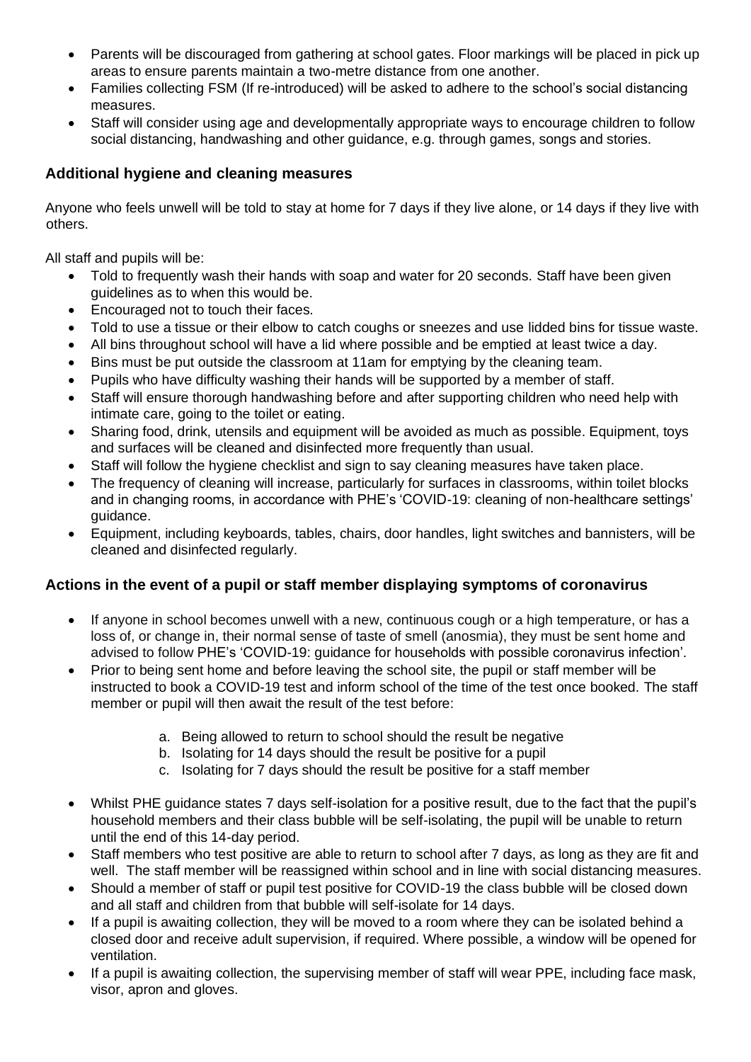- Parents will be discouraged from gathering at school gates. Floor markings will be placed in pick up areas to ensure parents maintain a two-metre distance from one another.
- Families collecting FSM (If re-introduced) will be asked to adhere to the school's social distancing measures.
- Staff will consider using age and developmentally appropriate ways to encourage children to follow social distancing, handwashing and other guidance, e.g. through games, songs and stories.

### Additional hygiene and cleaning measures

Anyone who feels unwell will be told to stay at home for 7 days if they live alone, or 14 days if they live with others.

All staff and pupils will be:

- Told to frequently wash their hands with soap and water for 20 seconds. Staff have been given guidelines as to when this would be.
- Encouraged not to touch their faces.
- Told to use a tissue or their elbow to catch coughs or sneezes and use lidded bins for tissue waste.
- All bins throughout school will have a lid where possible and be emptied at least twice a day.
- Bins must be put outside the classroom at 11am for emptying by the cleaning team.
- Pupils who have difficulty washing their hands will be supported by a member of staff.
- Staff will ensure thorough handwashing before and after supporting children who need help with intimate care, going to the toilet or eating.
- Sharing food, drink, utensils and equipment will be avoided as much as possible. Equipment, toys and surfaces will be cleaned and disinfected more frequently than usual.
- Staff will follow the hygiene checklist and sign to say cleaning measures have taken place.
- The frequency of cleaning will increase, particularly for surfaces in classrooms, within toilet blocks and in changing rooms, in accordance with PHE's 'COVID-19: cleaning of non-healthcare settings' guidance.
- Equipment, including keyboards, tables, chairs, door handles, light switches and bannisters, will be cleaned and disinfected regularly.

### Actions in the event of a pupil or staff member displaying symptoms of coronavirus

- If anyone in school becomes unwell with a new, continuous cough or a high temperature, or has a loss of, or change in, their normal sense of taste of smell (anosmia), they must be sent home and advised to follow PHE's 'COVID-19: guidance for households with possible coronavirus infection'.
- Prior to being sent home and before leaving the school site, the pupil or staff member will be instructed to book a COVID-19 test and inform school of the time of the test once booked. The staff member or pupil will then await the result of the test before:

    a. Being allowed to return to school should the result be negative
    b. Isolating for 14 days should the result be positive for a pupil
    c. Isolating for 7 days should the result be positive for a staff member

- Whilst PHE guidance states 7 days self-isolation for a positive result, due to the fact that the pupil's household members and their class bubble will be self-isolating, the pupil will be unable to return until the end of this 14-day period.
- Staff members who test positive are able to return to school after 7 days, as long as they are fit and well. The staff member will be reassigned within school and in line with social distancing measures.
- Should a member of staff or pupil test positive for COVID-19 the class bubble will be closed down and all staff and children from that bubble will self-isolate for 14 days.
- If a pupil is awaiting collection, they will be moved to a room where they can be isolated behind a closed door and receive adult supervision, if required. Where possible, a window will be opened for ventilation.
- If a pupil is awaiting collection, the supervising member of staff will wear PPE, including face mask, visor, apron and gloves.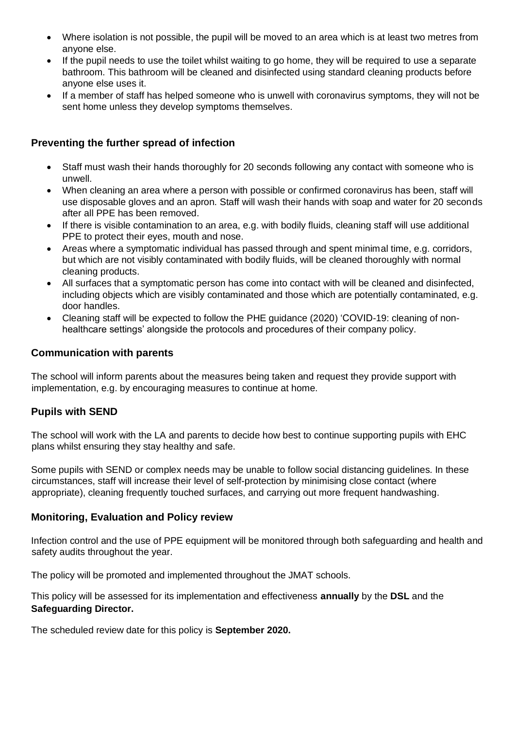- Where isolation is not possible, the pupil will be moved to an area which is at least two metres from anyone else.
- If the pupil needs to use the toilet whilst waiting to go home, they will be required to use a separate bathroom. This bathroom will be cleaned and disinfected using standard cleaning products before anyone else uses it.
- If a member of staff has helped someone who is unwell with coronavirus symptoms, they will not be sent home unless they develop symptoms themselves.

## Preventing the further spread of infection

- Staff must wash their hands thoroughly for 20 seconds following any contact with someone who is unwell.
- When cleaning an area where a person with possible or confirmed coronavirus has been, staff will use disposable gloves and an apron. Staff will wash their hands with soap and water for 20 seconds after all PPE has been removed.
- If there is visible contamination to an area, e.g. with bodily fluids, cleaning staff will use additional PPE to protect their eyes, mouth and nose.
- Areas where a symptomatic individual has passed through and spent minimal time, e.g. corridors, but which are not visibly contaminated with bodily fluids, will be cleaned thoroughly with normal cleaning products.
- All surfaces that a symptomatic person has come into contact with will be cleaned and disinfected, including objects which are visibly contaminated and those which are potentially contaminated, e.g. door handles.
- Cleaning staff will be expected to follow the PHE guidance (2020) 'COVID-19: cleaning of non-healthcare settings' alongside the protocols and procedures of their company policy.

## Communication with parents

The school will inform parents about the measures being taken and request they provide support with implementation, e.g. by encouraging measures to continue at home.

## Pupils with SEND

The school will work with the LA and parents to decide how best to continue supporting pupils with EHC plans whilst ensuring they stay healthy and safe.

Some pupils with SEND or complex needs may be unable to follow social distancing guidelines. In these circumstances, staff will increase their level of self-protection by minimising close contact (where appropriate), cleaning frequently touched surfaces, and carrying out more frequent handwashing.

## Monitoring, Evaluation and Policy review

Infection control and the use of PPE equipment will be monitored through both safeguarding and health and safety audits throughout the year.

The policy will be promoted and implemented throughout the JMAT schools.

This policy will be assessed for its implementation and effectiveness **annually** by the **DSL** and the **Safeguarding Director.**

The scheduled review date for this policy is **September 2020.**